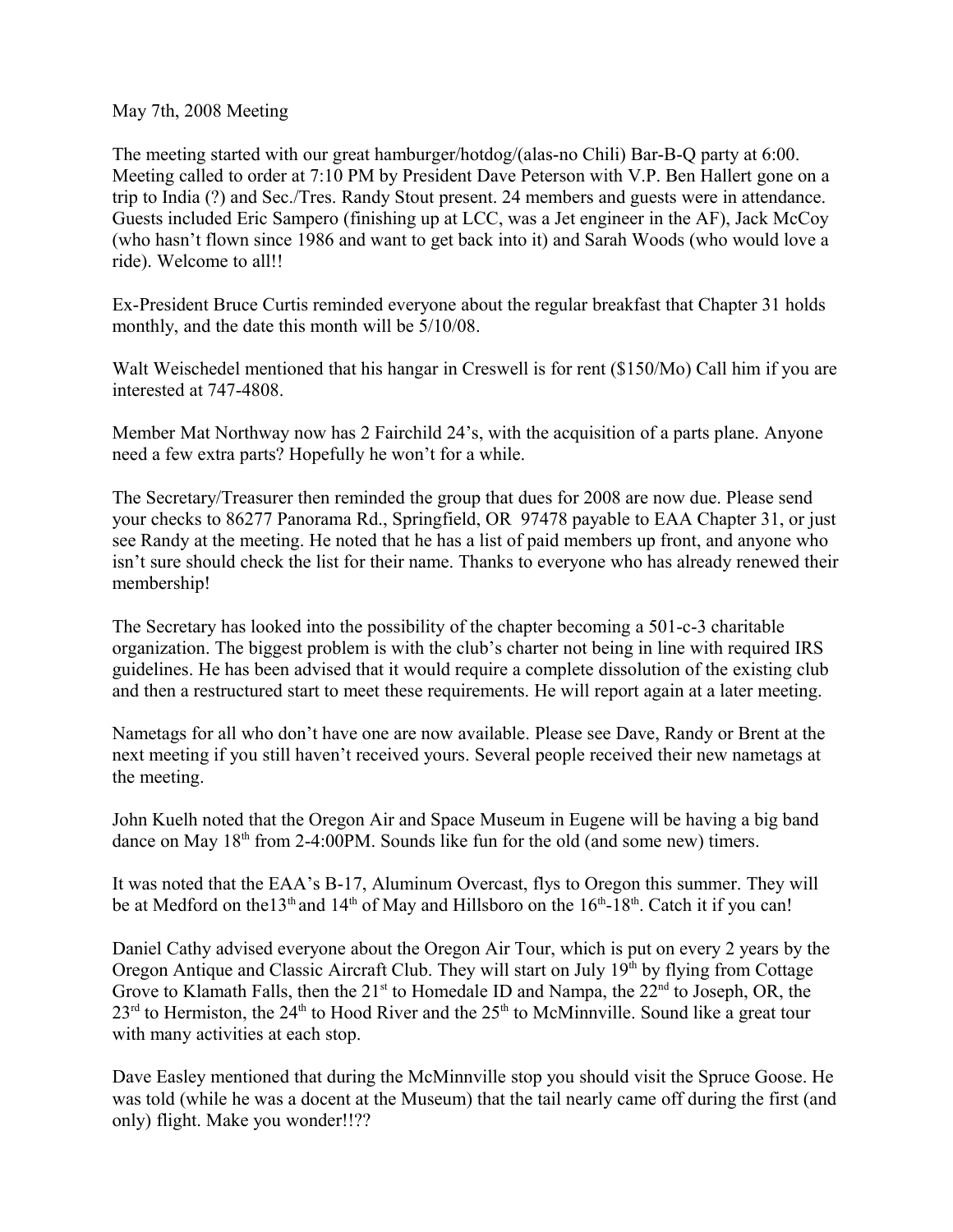May 7th, 2008 Meeting

The meeting started with our great hamburger/hotdog/(alas-no Chili) Bar-B-Q party at 6:00. Meeting called to order at 7:10 PM by President Dave Peterson with V.P. Ben Hallert gone on a trip to India (?) and Sec./Tres. Randy Stout present. 24 members and guests were in attendance. Guests included Eric Sampero (finishing up at LCC, was a Jet engineer in the AF), Jack McCoy (who hasn't flown since 1986 and want to get back into it) and Sarah Woods (who would love a ride). Welcome to all!!

Ex-President Bruce Curtis reminded everyone about the regular breakfast that Chapter 31 holds monthly, and the date this month will be 5/10/08.

Walt Weischedel mentioned that his hangar in Creswell is for rent ($150/Mo) Call him if you are interested at 747-4808.

Member Mat Northway now has 2 Fairchild 24's, with the acquisition of a parts plane. Anyone need a few extra parts? Hopefully he won't for a while.

The Secretary/Treasurer then reminded the group that dues for 2008 are now due. Please send your checks to 86277 Panorama Rd., Springfield, OR 97478 payable to EAA Chapter 31, or just see Randy at the meeting. He noted that he has a list of paid members up front, and anyone who isn't sure should check the list for their name. Thanks to everyone who has already renewed their membership!

The Secretary has looked into the possibility of the chapter becoming a 501-c-3 charitable organization. The biggest problem is with the club's charter not being in line with required IRS guidelines. He has been advised that it would require a complete dissolution of the existing club and then a restructured start to meet these requirements. He will report again at a later meeting.

Nametags for all who don't have one are now available. Please see Dave, Randy or Brent at the next meeting if you still haven't received yours. Several people received their new nametags at the meeting.

John Kuelh noted that the Oregon Air and Space Museum in Eugene will be having a big band dance on May 18th from 2-4:00PM. Sounds like fun for the old (and some new) timers.

It was noted that the EAA's B-17, Aluminum Overcast, flys to Oregon this summer. They will be at Medford on the13th and 14th of May and Hillsboro on the 16th-18th. Catch it if you can!

Daniel Cathy advised everyone about the Oregon Air Tour, which is put on every 2 years by the Oregon Antique and Classic Aircraft Club. They will start on July 19th by flying from Cottage Grove to Klamath Falls, then the 21st to Homedale ID and Nampa, the 22nd to Joseph, OR, the 23rd to Hermiston, the 24th to Hood River and the 25th to McMinnville. Sound like a great tour with many activities at each stop.

Dave Easley mentioned that during the McMinnville stop you should visit the Spruce Goose. He was told (while he was a docent at the Museum) that the tail nearly came off during the first (and only) flight. Make you wonder!!??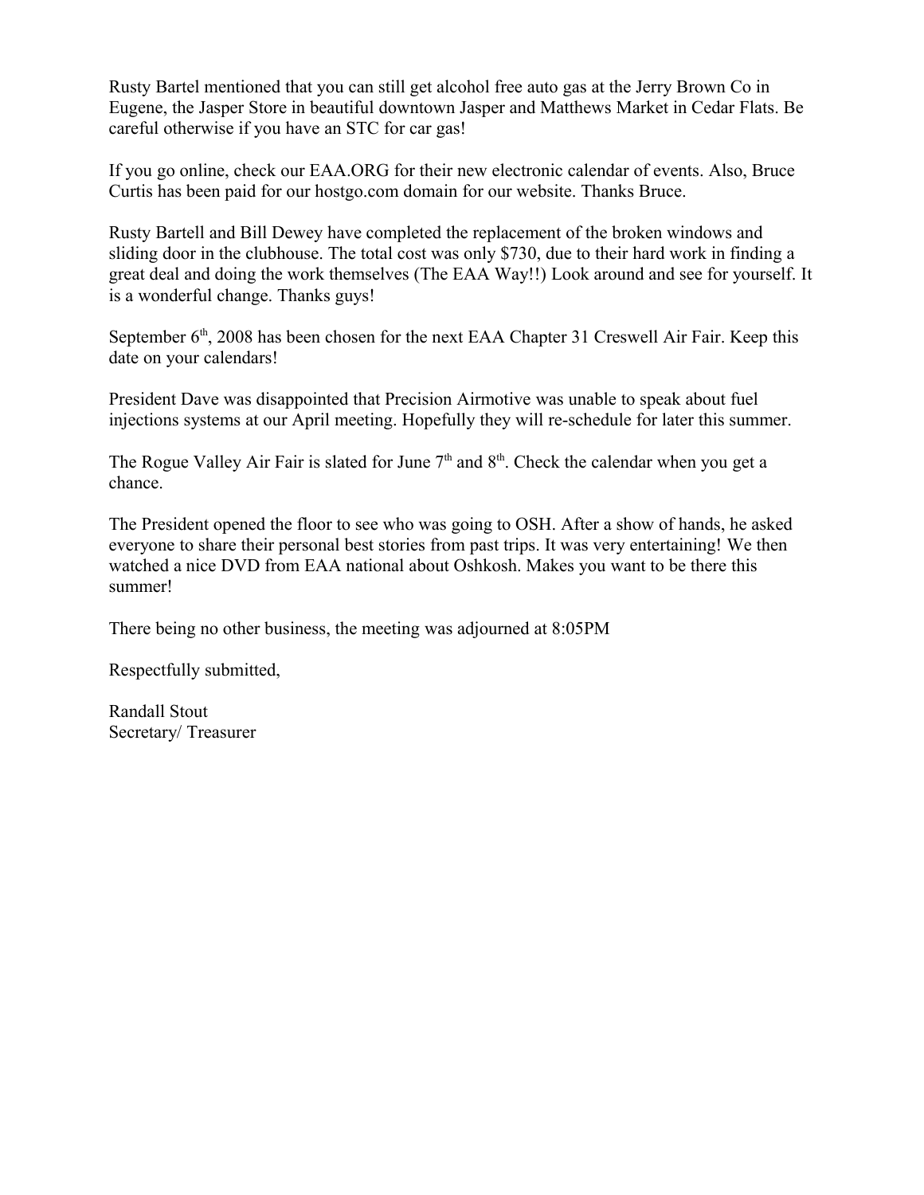Rusty Bartel mentioned that you can still get alcohol free auto gas at the Jerry Brown Co in Eugene, the Jasper Store in beautiful downtown Jasper and Matthews Market in Cedar Flats. Be careful otherwise if you have an STC for car gas!

If you go online, check our EAA.ORG for their new electronic calendar of events. Also, Bruce Curtis has been paid for our hostgo.com domain for our website. Thanks Bruce.

Rusty Bartell and Bill Dewey have completed the replacement of the broken windows and sliding door in the clubhouse. The total cost was only $730, due to their hard work in finding a great deal and doing the work themselves (The EAA Way!!) Look around and see for yourself. It is a wonderful change. Thanks guys!

September 6th, 2008 has been chosen for the next EAA Chapter 31 Creswell Air Fair. Keep this date on your calendars!

President Dave was disappointed that Precision Airmotive was unable to speak about fuel injections systems at our April meeting. Hopefully they will re-schedule for later this summer.

The Rogue Valley Air Fair is slated for June 7th and 8th. Check the calendar when you get a chance.

The President opened the floor to see who was going to OSH. After a show of hands, he asked everyone to share their personal best stories from past trips. It was very entertaining! We then watched a nice DVD from EAA national about Oshkosh. Makes you want to be there this summer!

There being no other business, the meeting was adjourned at 8:05PM

Respectfully submitted,

Randall Stout
Secretary/ Treasurer